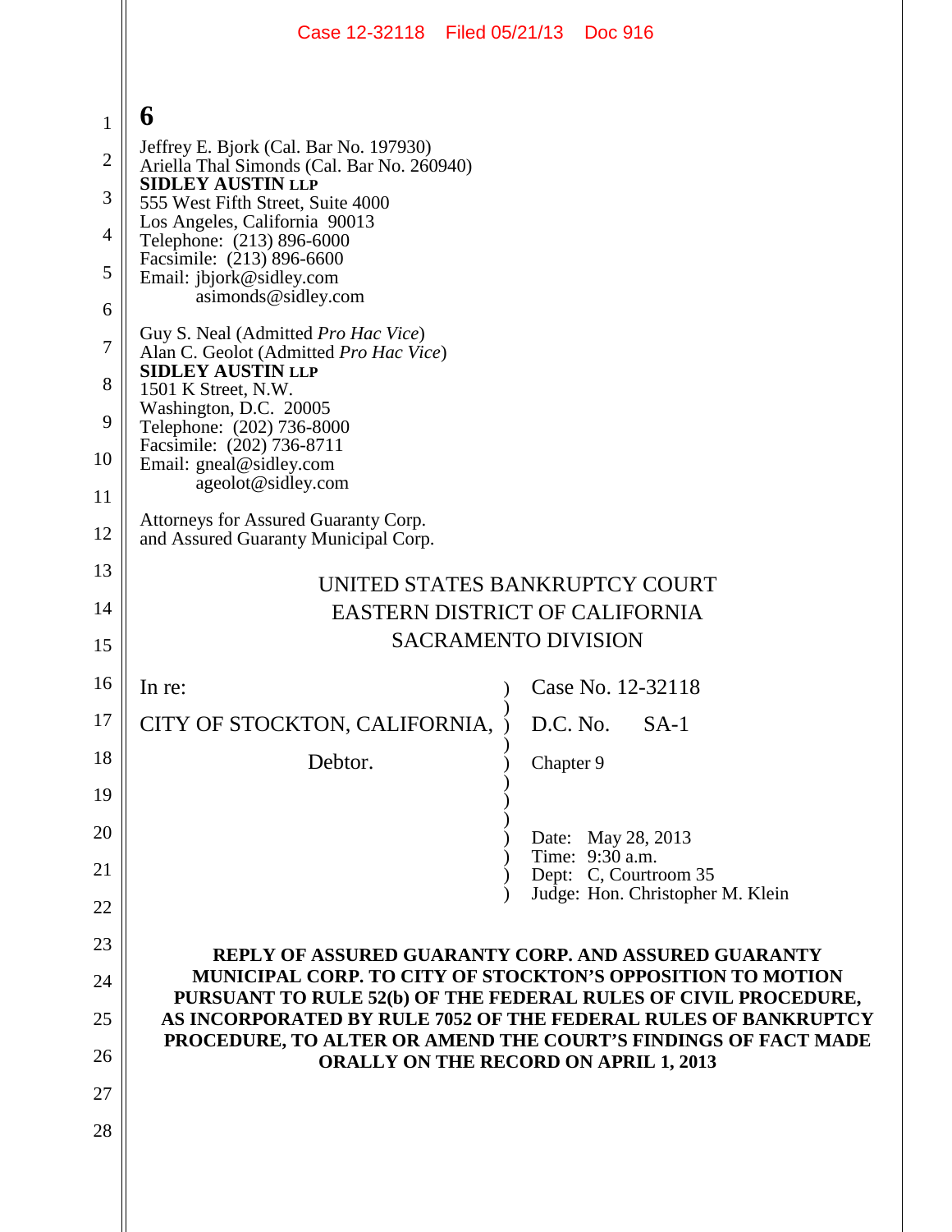6

Jeffrey E. Bjork (Cal. Bar No. 197930)
Ariella Thal Simonds (Cal. Bar No. 260940)
**SIDLEY AUSTIN LLP**
555 West Fifth Street, Suite 4000
Los Angeles, California 90013
Telephone: (213) 896-6000
Facsimile: (213) 896-6600
Email: jbjork@sidley.com
asimonds@sidley.com

Guy S. Neal (Admitted *Pro Hac Vice*)
Alan C. Geolot (Admitted *Pro Hac Vice*)
**SIDLEY AUSTIN LLP**
1501 K Street, N.W.
Washington, D.C. 20005
Telephone: (202) 736-8000
Facsimile: (202) 736-8711
Email: gneal@sidley.com
ageolot@sidley.com

Attorneys for Assured Guaranty Corp.
and Assured Guaranty Municipal Corp.

UNITED STATES BANKRUPTCY COURT
EASTERN DISTRICT OF CALIFORNIA
SACRAMENTO DIVISION

| | |
|---|---|
| In re: | Case No. 12-32118 |
| CITY OF STOCKTON, CALIFORNIA, | D.C. No. SA-1 |
| Debtor. | Chapter 9 |
| | Date: May 28, 2013<br>Time: 9:30 a.m.<br>Dept: C, Courtroom 35<br>Judge: Hon. Christopher M. Klein |

**REPLY OF ASSURED GUARANTY CORP. AND ASSURED GUARANTY MUNICIPAL CORP. TO CITY OF STOCKTON'S OPPOSITION TO MOTION PURSUANT TO RULE 52(b) OF THE FEDERAL RULES OF CIVIL PROCEDURE, AS INCORPORATED BY RULE 7052 OF THE FEDERAL RULES OF BANKRUPTCY PROCEDURE, TO ALTER OR AMEND THE COURT'S FINDINGS OF FACT MADE ORALLY ON THE RECORD ON APRIL 1, 2013**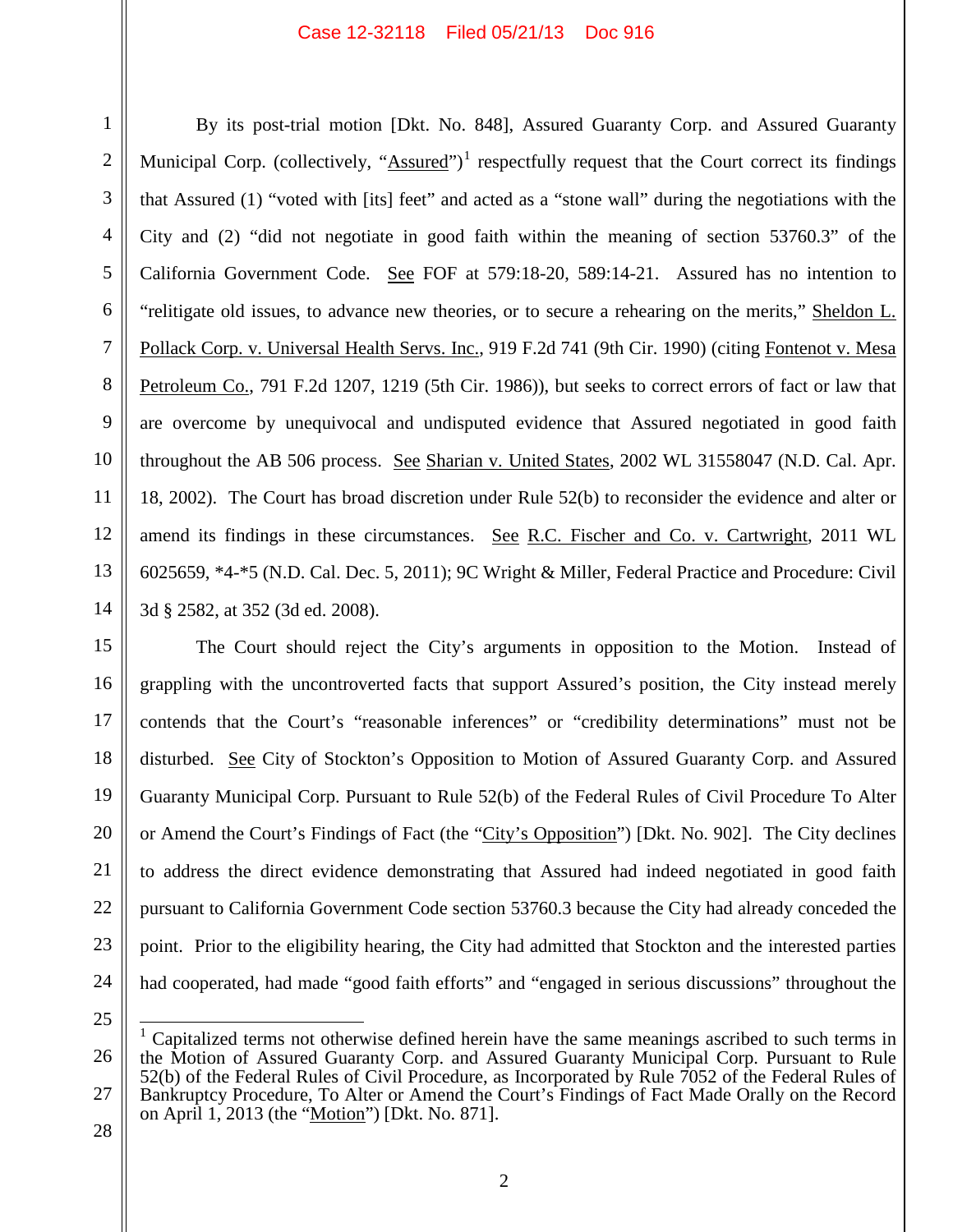By its post-trial motion [Dkt. No. 848], Assured Guaranty Corp. and Assured Guaranty Municipal Corp. (collectively, "Assured")[1] respectfully request that the Court correct its findings that Assured (1) "voted with [its] feet" and acted as a "stone wall" during the negotiations with the City and (2) "did not negotiate in good faith within the meaning of section 53760.3" of the California Government Code. See FOF at 579:18-20, 589:14-21. Assured has no intention to "relitigate old issues, to advance new theories, or to secure a rehearing on the merits," Sheldon L. Pollack Corp. v. Universal Health Servs. Inc., 919 F.2d 741 (9th Cir. 1990) (citing Fontenot v. Mesa Petroleum Co., 791 F.2d 1207, 1219 (5th Cir. 1986)), but seeks to correct errors of fact or law that are overcome by unequivocal and undisputed evidence that Assured negotiated in good faith throughout the AB 506 process. See Sharian v. United States, 2002 WL 31558047 (N.D. Cal. Apr. 18, 2002). The Court has broad discretion under Rule 52(b) to reconsider the evidence and alter or amend its findings in these circumstances. See R.C. Fischer and Co. v. Cartwright, 2011 WL 6025659, *4-*5 (N.D. Cal. Dec. 5, 2011); 9C Wright & Miller, Federal Practice and Procedure: Civil 3d § 2582, at 352 (3d ed. 2008).

The Court should reject the City's arguments in opposition to the Motion. Instead of grappling with the uncontroverted facts that support Assured's position, the City instead merely contends that the Court's "reasonable inferences" or "credibility determinations" must not be disturbed. See City of Stockton's Opposition to Motion of Assured Guaranty Corp. and Assured Guaranty Municipal Corp. Pursuant to Rule 52(b) of the Federal Rules of Civil Procedure To Alter or Amend the Court's Findings of Fact (the "City's Opposition") [Dkt. No. 902]. The City declines to address the direct evidence demonstrating that Assured had indeed negotiated in good faith pursuant to California Government Code section 53760.3 because the City had already conceded the point. Prior to the eligibility hearing, the City had admitted that Stockton and the interested parties had cooperated, had made "good faith efforts" and "engaged in serious discussions" throughout the

---

[1] Capitalized terms not otherwise defined herein have the same meanings ascribed to such terms in the Motion of Assured Guaranty Corp. and Assured Guaranty Municipal Corp. Pursuant to Rule 52(b) of the Federal Rules of Civil Procedure, as Incorporated by Rule 7052 of the Federal Rules of Bankruptcy Procedure, To Alter or Amend the Court's Findings of Fact Made Orally on the Record on April 1, 2013 (the "Motion") [Dkt. No. 871].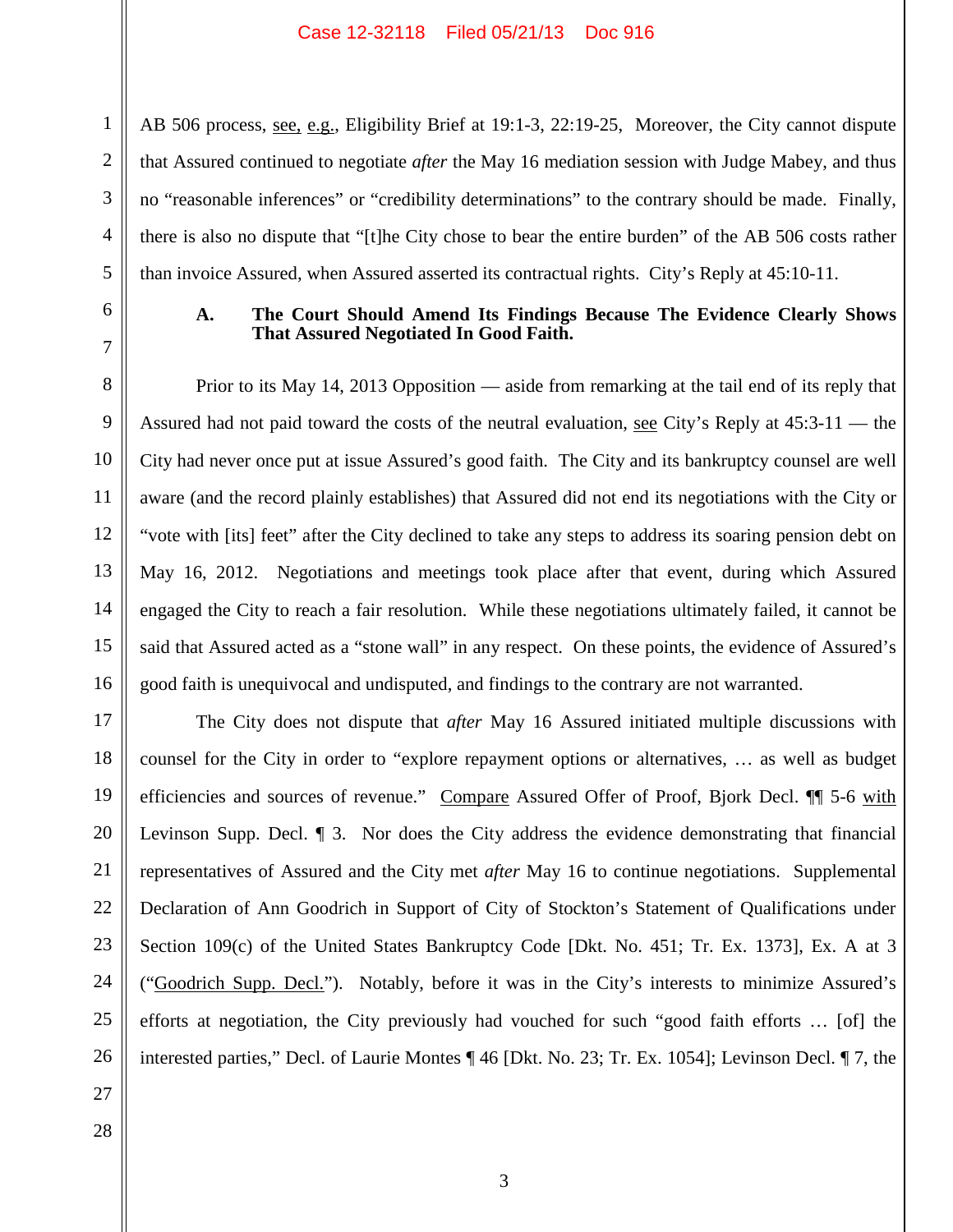AB 506 process, see, e.g., Eligibility Brief at 19:1-3, 22:19-25, Moreover, the City cannot dispute that Assured continued to negotiate *after* the May 16 mediation session with Judge Mabey, and thus no "reasonable inferences" or "credibility determinations" to the contrary should be made. Finally, there is also no dispute that "[t]he City chose to bear the entire burden" of the AB 506 costs rather than invoice Assured, when Assured asserted its contractual rights. City's Reply at 45:10-11.

### A. The Court Should Amend Its Findings Because The Evidence Clearly Shows That Assured Negotiated In Good Faith.

Prior to its May 14, 2013 Opposition — aside from remarking at the tail end of its reply that Assured had not paid toward the costs of the neutral evaluation, see City's Reply at 45:3-11 — the City had never once put at issue Assured's good faith. The City and its bankruptcy counsel are well aware (and the record plainly establishes) that Assured did not end its negotiations with the City or "vote with [its] feet" after the City declined to take any steps to address its soaring pension debt on May 16, 2012. Negotiations and meetings took place after that event, during which Assured engaged the City to reach a fair resolution. While these negotiations ultimately failed, it cannot be said that Assured acted as a "stone wall" in any respect. On these points, the evidence of Assured's good faith is unequivocal and undisputed, and findings to the contrary are not warranted.

The City does not dispute that *after* May 16 Assured initiated multiple discussions with counsel for the City in order to "explore repayment options or alternatives, … as well as budget efficiencies and sources of revenue." Compare Assured Offer of Proof, Bjork Decl. ¶¶ 5-6 with Levinson Supp. Decl. ¶ 3. Nor does the City address the evidence demonstrating that financial representatives of Assured and the City met *after* May 16 to continue negotiations. Supplemental Declaration of Ann Goodrich in Support of City of Stockton's Statement of Qualifications under Section 109(c) of the United States Bankruptcy Code [Dkt. No. 451; Tr. Ex. 1373], Ex. A at 3 ("Goodrich Supp. Decl."). Notably, before it was in the City's interests to minimize Assured's efforts at negotiation, the City previously had vouched for such "good faith efforts … [of] the interested parties," Decl. of Laurie Montes ¶ 46 [Dkt. No. 23; Tr. Ex. 1054]; Levinson Decl. ¶ 7, the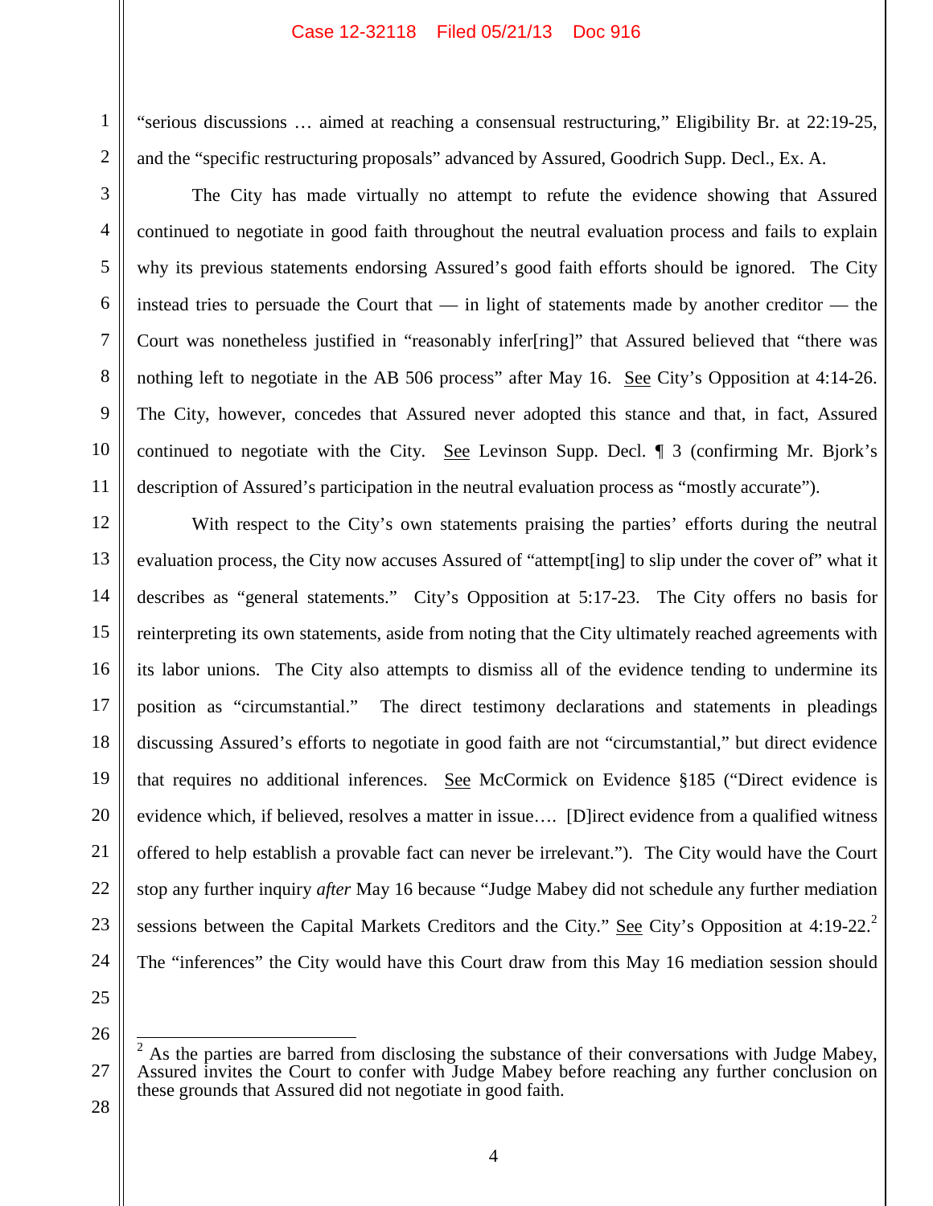"serious discussions … aimed at reaching a consensual restructuring," Eligibility Br. at 22:19-25, and the "specific restructuring proposals" advanced by Assured, Goodrich Supp. Decl., Ex. A.

The City has made virtually no attempt to refute the evidence showing that Assured continued to negotiate in good faith throughout the neutral evaluation process and fails to explain why its previous statements endorsing Assured's good faith efforts should be ignored. The City instead tries to persuade the Court that — in light of statements made by another creditor — the Court was nonetheless justified in "reasonably infer[ring]" that Assured believed that "there was nothing left to negotiate in the AB 506 process" after May 16. See City's Opposition at 4:14-26. The City, however, concedes that Assured never adopted this stance and that, in fact, Assured continued to negotiate with the City. See Levinson Supp. Decl. ¶ 3 (confirming Mr. Bjork's description of Assured's participation in the neutral evaluation process as "mostly accurate").

With respect to the City's own statements praising the parties' efforts during the neutral evaluation process, the City now accuses Assured of "attempt[ing] to slip under the cover of" what it describes as "general statements." City's Opposition at 5:17-23. The City offers no basis for reinterpreting its own statements, aside from noting that the City ultimately reached agreements with its labor unions. The City also attempts to dismiss all of the evidence tending to undermine its position as "circumstantial." The direct testimony declarations and statements in pleadings discussing Assured's efforts to negotiate in good faith are not "circumstantial," but direct evidence that requires no additional inferences. See McCormick on Evidence §185 ("Direct evidence is evidence which, if believed, resolves a matter in issue…. [D]irect evidence from a qualified witness offered to help establish a provable fact can never be irrelevant."). The City would have the Court stop any further inquiry *after* May 16 because "Judge Mabey did not schedule any further mediation sessions between the Capital Markets Creditors and the City." See City's Opposition at 4:19-22.[2] The "inferences" the City would have this Court draw from this May 16 mediation session should

[2] As the parties are barred from disclosing the substance of their conversations with Judge Mabey, Assured invites the Court to confer with Judge Mabey before reaching any further conclusion on these grounds that Assured did not negotiate in good faith.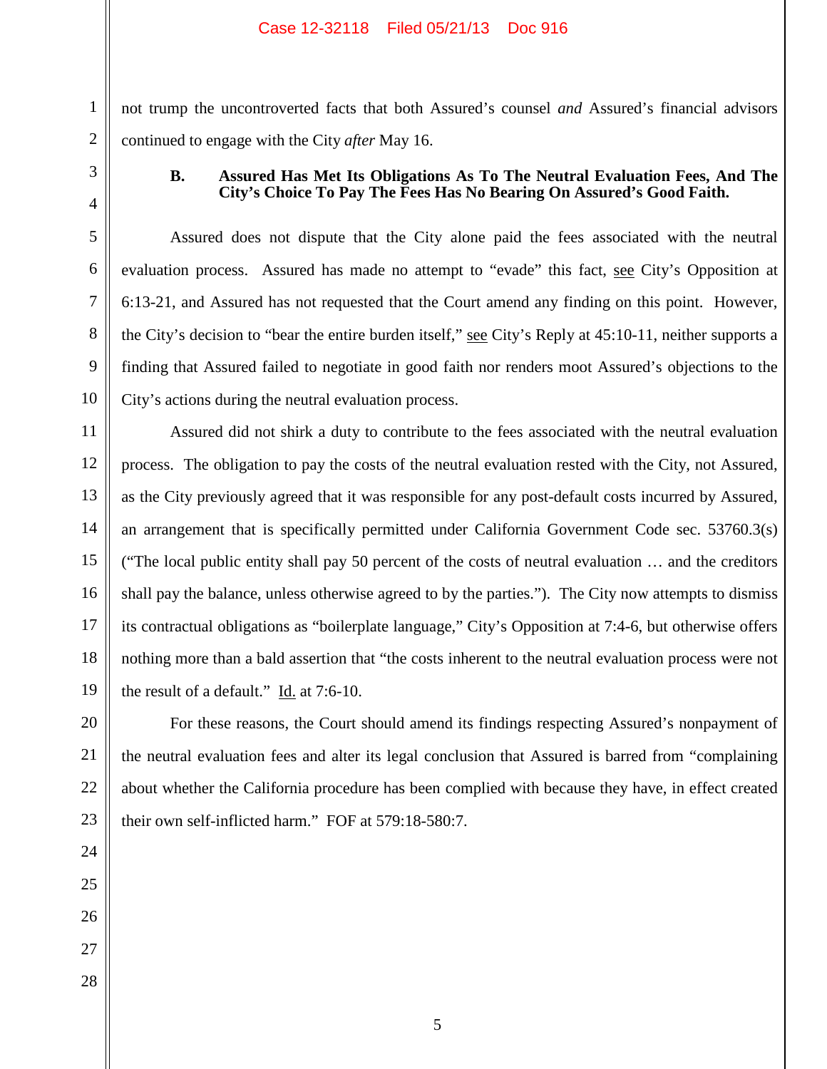not trump the uncontroverted facts that both Assured's counsel *and* Assured's financial advisors continued to engage with the City *after* May 16.

### B. Assured Has Met Its Obligations As To The Neutral Evaluation Fees, And The City's Choice To Pay The Fees Has No Bearing On Assured's Good Faith.

Assured does not dispute that the City alone paid the fees associated with the neutral evaluation process. Assured has made no attempt to "evade" this fact, see City's Opposition at 6:13-21, and Assured has not requested that the Court amend any finding on this point. However, the City's decision to "bear the entire burden itself," see City's Reply at 45:10-11, neither supports a finding that Assured failed to negotiate in good faith nor renders moot Assured's objections to the City's actions during the neutral evaluation process.

Assured did not shirk a duty to contribute to the fees associated with the neutral evaluation process. The obligation to pay the costs of the neutral evaluation rested with the City, not Assured, as the City previously agreed that it was responsible for any post-default costs incurred by Assured, an arrangement that is specifically permitted under California Government Code sec. 53760.3(s) ("The local public entity shall pay 50 percent of the costs of neutral evaluation … and the creditors shall pay the balance, unless otherwise agreed to by the parties."). The City now attempts to dismiss its contractual obligations as "boilerplate language," City's Opposition at 7:4-6, but otherwise offers nothing more than a bald assertion that "the costs inherent to the neutral evaluation process were not the result of a default." Id. at 7:6-10.

For these reasons, the Court should amend its findings respecting Assured's nonpayment of the neutral evaluation fees and alter its legal conclusion that Assured is barred from "complaining about whether the California procedure has been complied with because they have, in effect created their own self-inflicted harm." FOF at 579:18-580:7.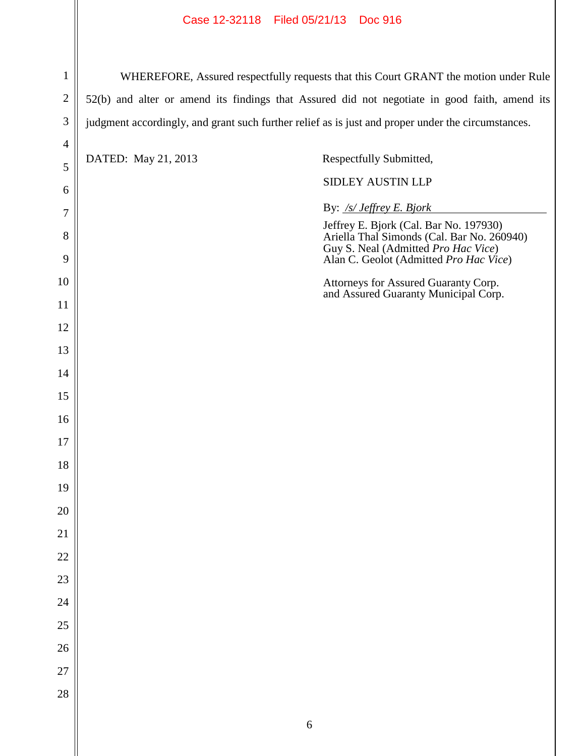WHEREFORE, Assured respectfully requests that this Court GRANT the motion under Rule 52(b) and alter or amend its findings that Assured did not negotiate in good faith, amend its judgment accordingly, and grant such further relief as is just and proper under the circumstances.

DATED: May 21, 2013

Respectfully Submitted,

SIDLEY AUSTIN LLP

By: */s/ Jeffrey E. Bjork*

Jeffrey E. Bjork (Cal. Bar No. 197930)
Ariella Thal Simonds (Cal. Bar No. 260940)
Guy S. Neal (Admitted *Pro Hac Vice*)
Alan C. Geolot (Admitted *Pro Hac Vice*)

Attorneys for Assured Guaranty Corp. and Assured Guaranty Municipal Corp.